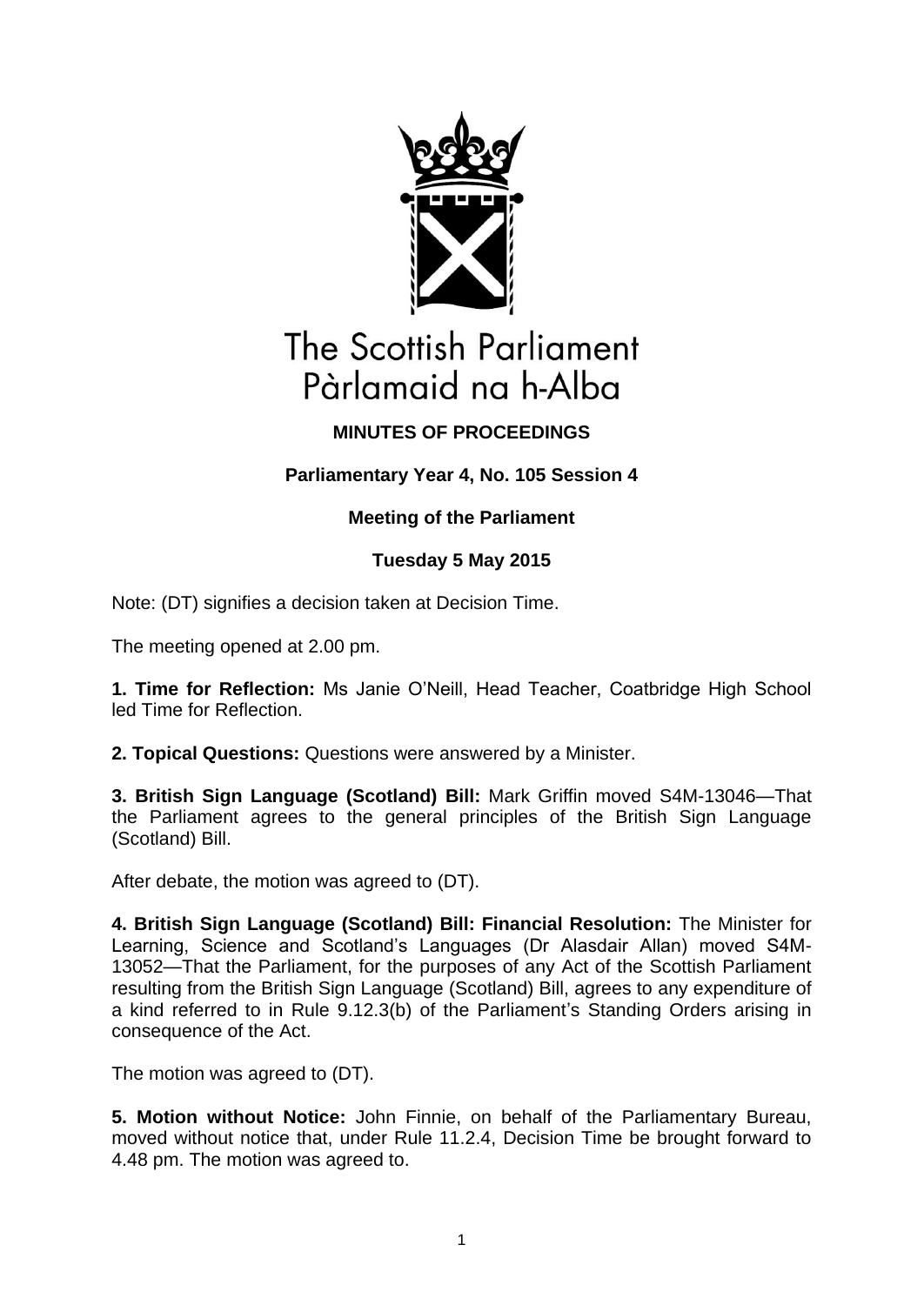The Scottish Parliament
Pàrlamaid na h-Alba

**MINUTES OF PROCEEDINGS**

**Parliamentary Year 4, No. 105 Session 4**

**Meeting of the Parliament**

**Tuesday 5 May 2015**

Note: (DT) signifies a decision taken at Decision Time.

The meeting opened at 2.00 pm.

**1. Time for Reflection:** Ms Janie O'Neill, Head Teacher, Coatbridge High School led Time for Reflection.

**2. Topical Questions:** Questions were answered by a Minister.

**3. British Sign Language (Scotland) Bill:** Mark Griffin moved S4M-13046—That the Parliament agrees to the general principles of the British Sign Language (Scotland) Bill.

After debate, the motion was agreed to (DT).

**4. British Sign Language (Scotland) Bill: Financial Resolution:** The Minister for Learning, Science and Scotland's Languages (Dr Alasdair Allan) moved S4M-13052—That the Parliament, for the purposes of any Act of the Scottish Parliament resulting from the British Sign Language (Scotland) Bill, agrees to any expenditure of a kind referred to in Rule 9.12.3(b) of the Parliament's Standing Orders arising in consequence of the Act.

The motion was agreed to (DT).

**5. Motion without Notice:** John Finnie, on behalf of the Parliamentary Bureau, moved without notice that, under Rule 11.2.4, Decision Time be brought forward to 4.48 pm. The motion was agreed to.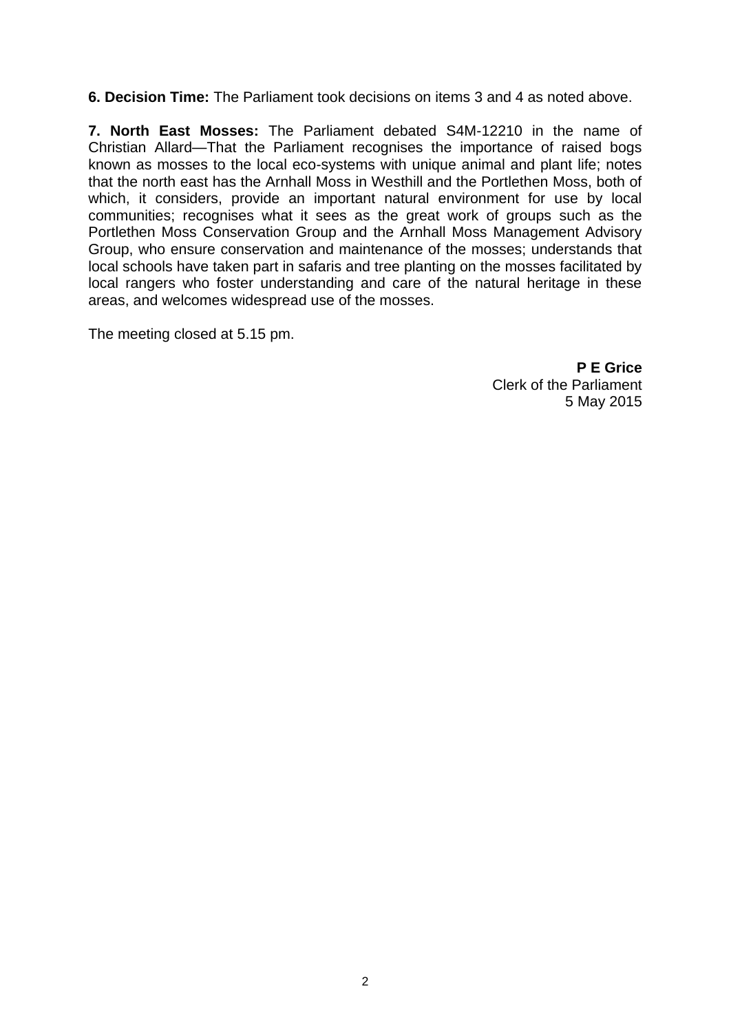**6. Decision Time:** The Parliament took decisions on items 3 and 4 as noted above.

**7. North East Mosses:** The Parliament debated S4M-12210 in the name of Christian Allard—That the Parliament recognises the importance of raised bogs known as mosses to the local eco-systems with unique animal and plant life; notes that the north east has the Arnhall Moss in Westhill and the Portlethen Moss, both of which, it considers, provide an important natural environment for use by local communities; recognises what it sees as the great work of groups such as the Portlethen Moss Conservation Group and the Arnhall Moss Management Advisory Group, who ensure conservation and maintenance of the mosses; understands that local schools have taken part in safaris and tree planting on the mosses facilitated by local rangers who foster understanding and care of the natural heritage in these areas, and welcomes widespread use of the mosses.

The meeting closed at 5.15 pm.

**P E Grice**
Clerk of the Parliament
5 May 2015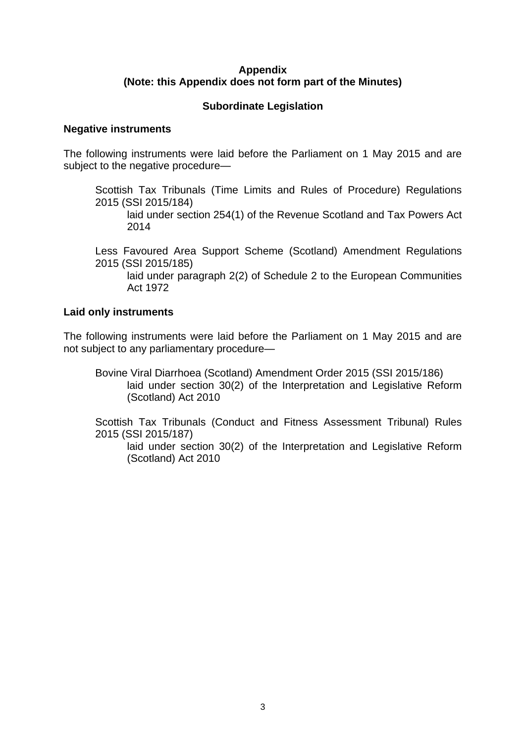**Appendix**
**(Note: this Appendix does not form part of the Minutes)**

**Subordinate Legislation**

**Negative instruments**

The following instruments were laid before the Parliament on 1 May 2015 and are subject to the negative procedure—

Scottish Tax Tribunals (Time Limits and Rules of Procedure) Regulations 2015 (SSI 2015/184)
laid under section 254(1) of the Revenue Scotland and Tax Powers Act 2014

Less Favoured Area Support Scheme (Scotland) Amendment Regulations 2015 (SSI 2015/185)
laid under paragraph 2(2) of Schedule 2 to the European Communities Act 1972

**Laid only instruments**

The following instruments were laid before the Parliament on 1 May 2015 and are not subject to any parliamentary procedure—

Bovine Viral Diarrhoea (Scotland) Amendment Order 2015 (SSI 2015/186)
laid under section 30(2) of the Interpretation and Legislative Reform (Scotland) Act 2010

Scottish Tax Tribunals (Conduct and Fitness Assessment Tribunal) Rules 2015 (SSI 2015/187)
laid under section 30(2) of the Interpretation and Legislative Reform (Scotland) Act 2010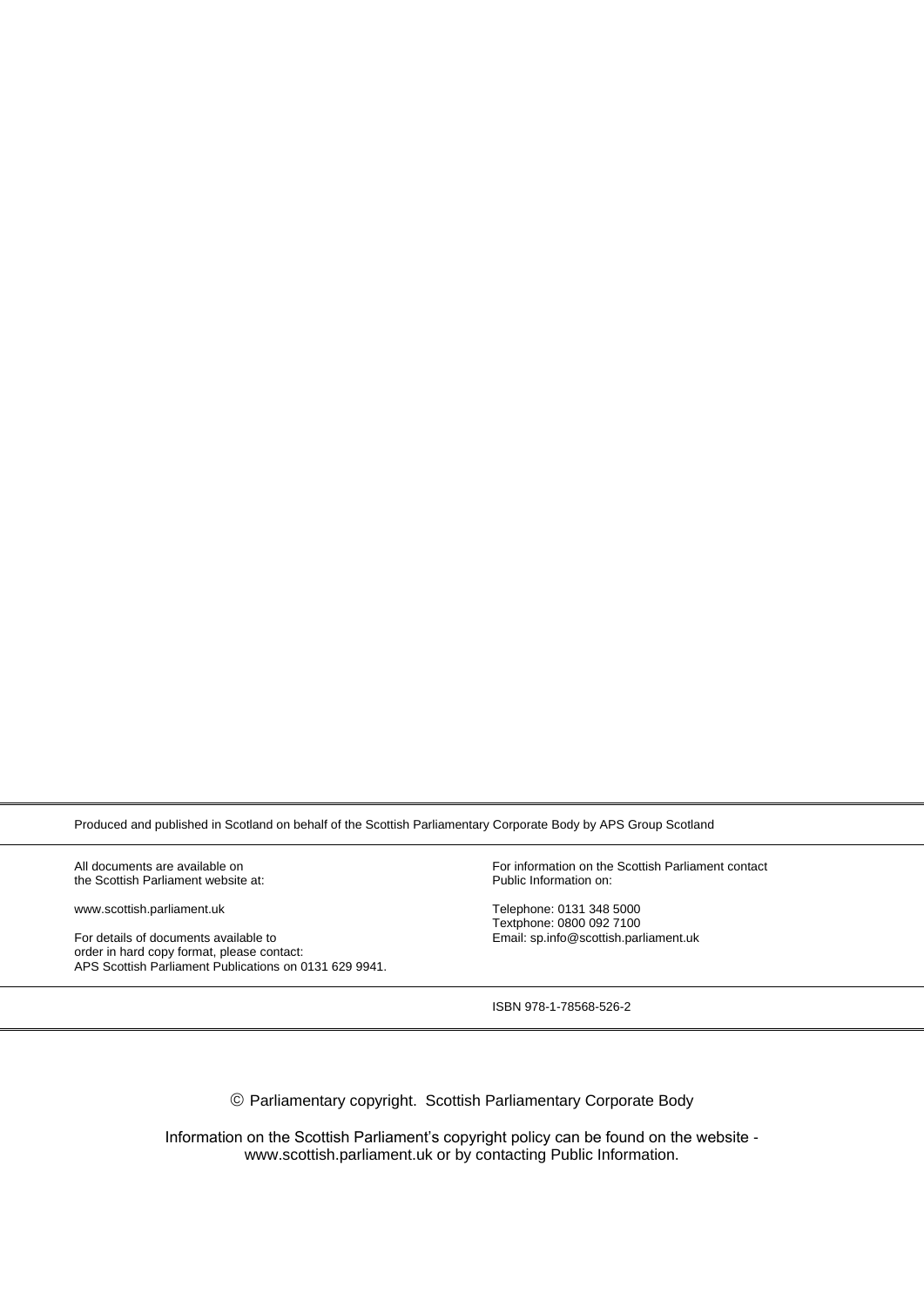Produced and published in Scotland on behalf of the Scottish Parliamentary Corporate Body by APS Group Scotland

All documents are available on the Scottish Parliament website at:

www.scottish.parliament.uk

For details of documents available to order in hard copy format, please contact:
APS Scottish Parliament Publications on 0131 629 9941.

For information on the Scottish Parliament contact Public Information on:

Telephone: 0131 348 5000
Textphone: 0800 092 7100
Email: sp.info@scottish.parliament.uk

ISBN 978-1-78568-526-2

© Parliamentary copyright. Scottish Parliamentary Corporate Body

Information on the Scottish Parliament's copyright policy can be found on the website - www.scottish.parliament.uk or by contacting Public Information.